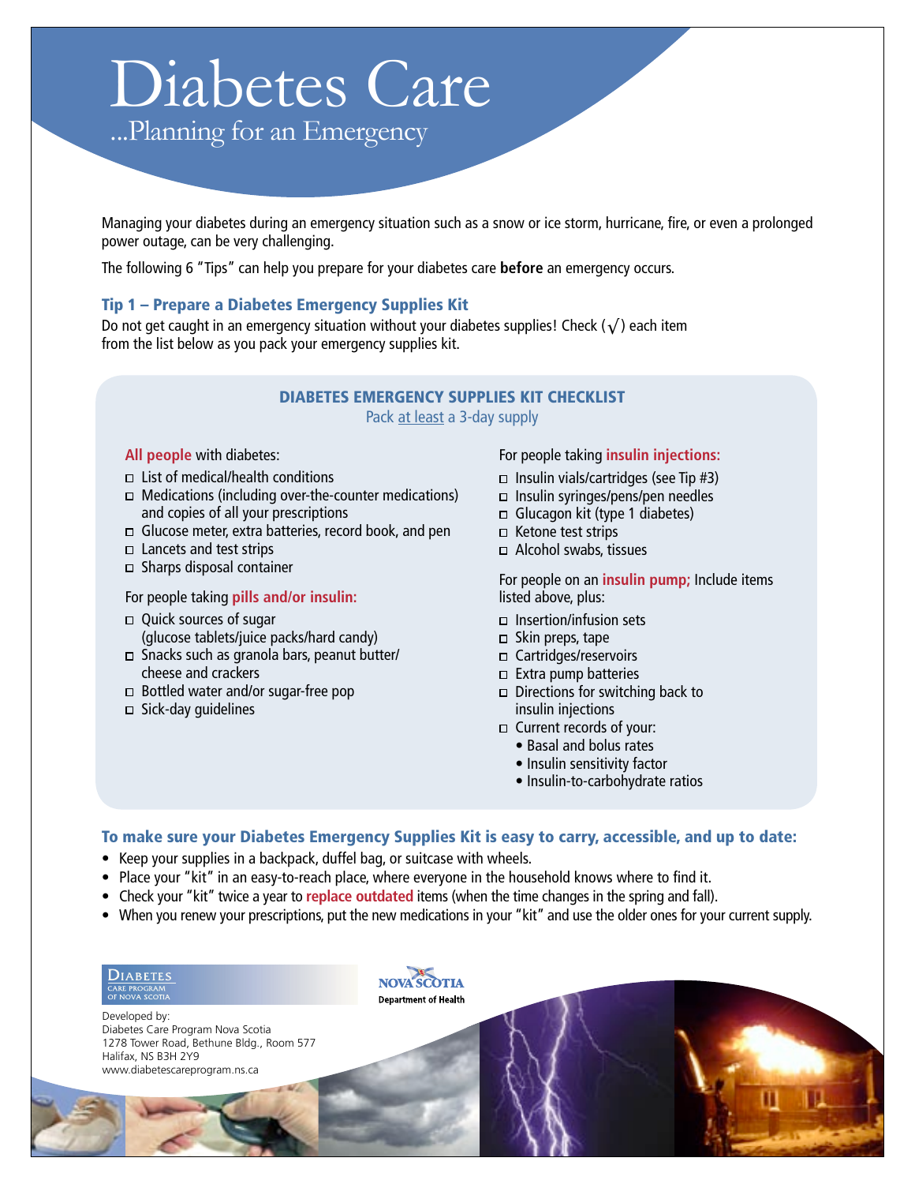# Diabetes Care

## ...Planning for an Emergency

Managing your diabetes during an emergency situation such as a snow or ice storm, hurricane, fire, or even a prolonged power outage, can be very challenging.

The following 6 "Tips" can help you prepare for your diabetes care **before** an emergency occurs.

### Tip 1 – Prepare a Diabetes Emergency Supplies Kit

Do not get caught in an emergency situation without your diabetes supplies! Check (√) each item from the list below as you pack your emergency supplies kit.

#### DIABETES EMERGENCY SUPPLIES KIT CHECKLIST

Pack at least a 3-day supply

**All people** with diabetes:

- ☐ List of medical/health conditions
- ☐ Medications (including over-the-counter medications) and copies of all your prescriptions
- ☐ Glucose meter, extra batteries, record book, and pen
- ☐ Lancets and test strips
- ☐ Sharps disposal container

For people taking **pills and/or insulin:**

- ☐ Quick sources of sugar (glucose tablets/juice packs/hard candy)
- ☐ Snacks such as granola bars, peanut butter/ cheese and crackers
- ☐ Bottled water and/or sugar-free pop
- ☐ Sick-day guidelines

For people taking **insulin injections:**

- ☐ Insulin vials/cartridges (see Tip #3)
- ☐ Insulin syringes/pens/pen needles
- ☐ Glucagon kit (type 1 diabetes)
- ☐ Ketone test strips
- ☐ Alcohol swabs, tissues

For people on an **insulin pump;** Include items listed above, plus:

- ☐ Insertion/infusion sets
- ☐ Skin preps, tape
- ☐ Cartridges/reservoirs
- ☐ Extra pump batteries
- ☐ Directions for switching back to insulin injections
- ☐ Current records of your:
  - Basal and bolus rates
  - Insulin sensitivity factor
  - Insulin-to-carbohydrate ratios

### To make sure your Diabetes Emergency Supplies Kit is easy to carry, accessible, and up to date:

- Keep your supplies in a backpack, duffel bag, or suitcase with wheels.
- Place your "kit" in an easy-to-reach place, where everyone in the household knows where to find it.
- Check your "kit" twice a year to **replace outdated** items (when the time changes in the spring and fall).
- When you renew your prescriptions, put the new medications in your "kit" and use the older ones for your current supply.

Diabetes Care Program of Nova Scotia

Nova Scotia Department of Health

Developed by:
Diabetes Care Program Nova Scotia
1278 Tower Road, Bethune Bldg., Room 577
Halifax, NS B3H 2Y9
www.diabetescareprogram.ns.ca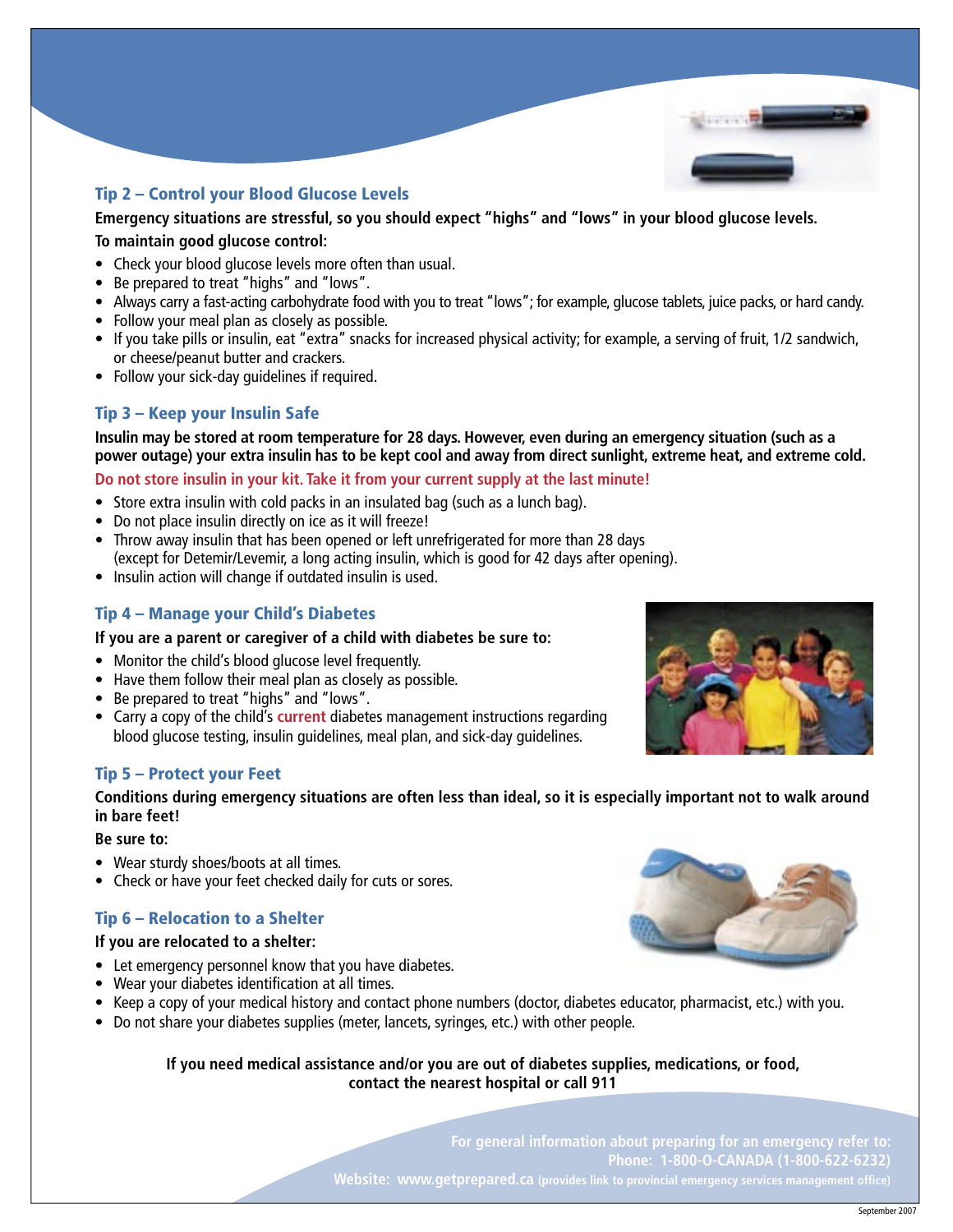## Tip 2 – Control your Blood Glucose Levels

**Emergency situations are stressful, so you should expect "highs" and "lows" in your blood glucose levels.**

**To maintain good glucose control:**

- Check your blood glucose levels more often than usual.
- Be prepared to treat "highs" and "lows".
- Always carry a fast-acting carbohydrate food with you to treat "lows"; for example, glucose tablets, juice packs, or hard candy.
- Follow your meal plan as closely as possible.
- If you take pills or insulin, eat "extra" snacks for increased physical activity; for example, a serving of fruit, 1/2 sandwich, or cheese/peanut butter and crackers.
- Follow your sick-day guidelines if required.

## Tip 3 – Keep your Insulin Safe

**Insulin may be stored at room temperature for 28 days. However, even during an emergency situation (such as a power outage) your extra insulin has to be kept cool and away from direct sunlight, extreme heat, and extreme cold.**

**Do not store insulin in your kit. Take it from your current supply at the last minute!**

- Store extra insulin with cold packs in an insulated bag (such as a lunch bag).
- Do not place insulin directly on ice as it will freeze!
- Throw away insulin that has been opened or left unrefrigerated for more than 28 days (except for Detemir/Levemir, a long acting insulin, which is good for 42 days after opening).
- Insulin action will change if outdated insulin is used.

## Tip 4 – Manage your Child's Diabetes

**If you are a parent or caregiver of a child with diabetes be sure to:**

- Monitor the child's blood glucose level frequently.
- Have them follow their meal plan as closely as possible.
- Be prepared to treat "highs" and "lows".
- Carry a copy of the child's **current** diabetes management instructions regarding blood glucose testing, insulin guidelines, meal plan, and sick-day guidelines.

## Tip 5 – Protect your Feet

**Conditions during emergency situations are often less than ideal, so it is especially important not to walk around in bare feet!**

**Be sure to:**

- Wear sturdy shoes/boots at all times.
- Check or have your feet checked daily for cuts or sores.

## Tip 6 – Relocation to a Shelter

**If you are relocated to a shelter:**

- Let emergency personnel know that you have diabetes.
- Wear your diabetes identification at all times.
- Keep a copy of your medical history and contact phone numbers (doctor, diabetes educator, pharmacist, etc.) with you.
- Do not share your diabetes supplies (meter, lancets, syringes, etc.) with other people.

**If you need medical assistance and/or you are out of diabetes supplies, medications, or food, contact the nearest hospital or call 911**

**For general information about preparing for an emergency refer to:**
**Phone: 1-800-O-CANADA (1-800-622-6232)**
**Website: www.getprepared.ca** (provides link to provincial emergency services management office)

September 2007